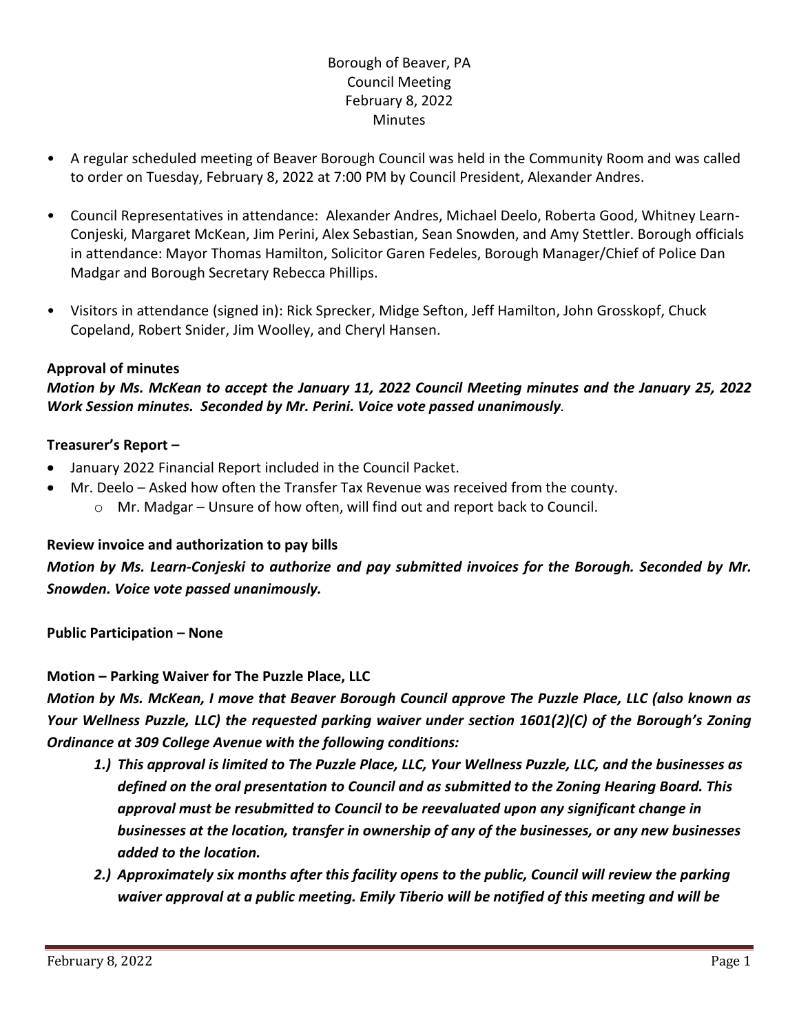Borough of Beaver, PA
Council Meeting
February 8, 2022
Minutes

- A regular scheduled meeting of Beaver Borough Council was held in the Community Room and was called to order on Tuesday, February 8, 2022 at 7:00 PM by Council President, Alexander Andres.
- Council Representatives in attendance: Alexander Andres, Michael Deelo, Roberta Good, Whitney Learn-Conjeski, Margaret McKean, Jim Perini, Alex Sebastian, Sean Snowden, and Amy Stettler. Borough officials in attendance: Mayor Thomas Hamilton, Solicitor Garen Fedeles, Borough Manager/Chief of Police Dan Madgar and Borough Secretary Rebecca Phillips.
- Visitors in attendance (signed in): Rick Sprecker, Midge Sefton, Jeff Hamilton, John Grosskopf, Chuck Copeland, Robert Snider, Jim Woolley, and Cheryl Hansen.

**Approval of minutes**

***Motion by Ms. McKean to accept the January 11, 2022 Council Meeting minutes and the January 25, 2022 Work Session minutes. Seconded by Mr. Perini. Voice vote passed unanimously.***

**Treasurer's Report –**

- January 2022 Financial Report included in the Council Packet.
- Mr. Deelo – Asked how often the Transfer Tax Revenue was received from the county.
  - Mr. Madgar – Unsure of how often, will find out and report back to Council.

**Review invoice and authorization to pay bills**

***Motion by Ms. Learn-Conjeski to authorize and pay submitted invoices for the Borough. Seconded by Mr. Snowden. Voice vote passed unanimously.***

**Public Participation – None**

**Motion – Parking Waiver for The Puzzle Place, LLC**

***Motion by Ms. McKean, I move that Beaver Borough Council approve The Puzzle Place, LLC (also known as Your Wellness Puzzle, LLC) the requested parking waiver under section 1601(2)(C) of the Borough's Zoning Ordinance at 309 College Avenue with the following conditions:***

1. ***This approval is limited to The Puzzle Place, LLC, Your Wellness Puzzle, LLC, and the businesses as defined on the oral presentation to Council and as submitted to the Zoning Hearing Board. This approval must be resubmitted to Council to be reevaluated upon any significant change in businesses at the location, transfer in ownership of any of the businesses, or any new businesses added to the location.***
2. ***Approximately six months after this facility opens to the public, Council will review the parking waiver approval at a public meeting. Emily Tiberio will be notified of this meeting and will be***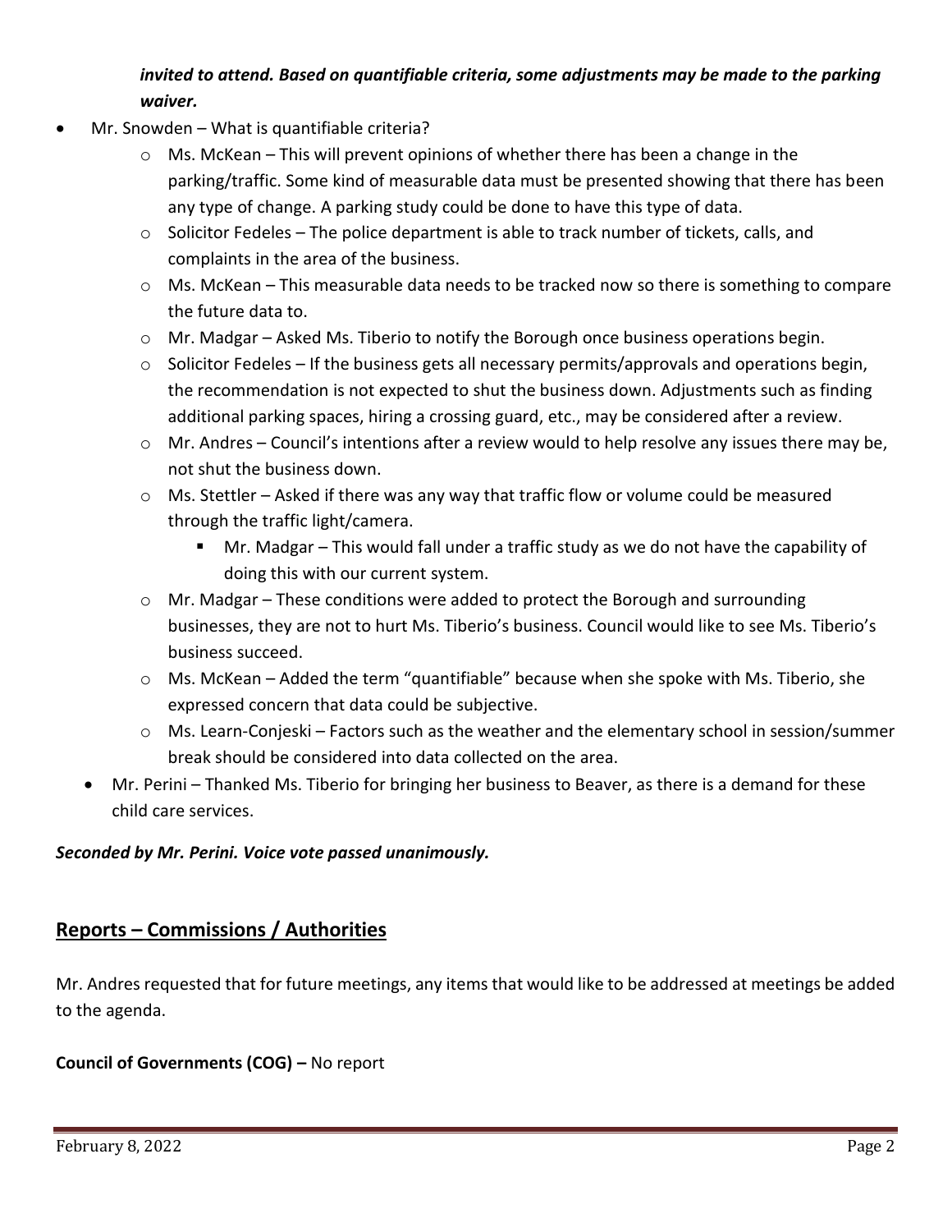***invited to attend. Based on quantifiable criteria, some adjustments may be made to the parking waiver.***

- Mr. Snowden – What is quantifiable criteria?
  - Ms. McKean – This will prevent opinions of whether there has been a change in the parking/traffic. Some kind of measurable data must be presented showing that there has been any type of change. A parking study could be done to have this type of data.
  - Solicitor Fedeles – The police department is able to track number of tickets, calls, and complaints in the area of the business.
  - Ms. McKean – This measurable data needs to be tracked now so there is something to compare the future data to.
  - Mr. Madgar – Asked Ms. Tiberio to notify the Borough once business operations begin.
  - Solicitor Fedeles – If the business gets all necessary permits/approvals and operations begin, the recommendation is not expected to shut the business down. Adjustments such as finding additional parking spaces, hiring a crossing guard, etc., may be considered after a review.
  - Mr. Andres – Council's intentions after a review would to help resolve any issues there may be, not shut the business down.
  - Ms. Stettler – Asked if there was any way that traffic flow or volume could be measured through the traffic light/camera.
    - Mr. Madgar – This would fall under a traffic study as we do not have the capability of doing this with our current system.
  - Mr. Madgar – These conditions were added to protect the Borough and surrounding businesses, they are not to hurt Ms. Tiberio's business. Council would like to see Ms. Tiberio's business succeed.
  - Ms. McKean – Added the term "quantifiable" because when she spoke with Ms. Tiberio, she expressed concern that data could be subjective.
  - Ms. Learn-Conjeski – Factors such as the weather and the elementary school in session/summer break should be considered into data collected on the area.
- Mr. Perini – Thanked Ms. Tiberio for bringing her business to Beaver, as there is a demand for these child care services.

***Seconded by Mr. Perini. Voice vote passed unanimously.***

## Reports – Commissions / Authorities

Mr. Andres requested that for future meetings, any items that would like to be addressed at meetings be added to the agenda.

**Council of Governments (COG) –** No report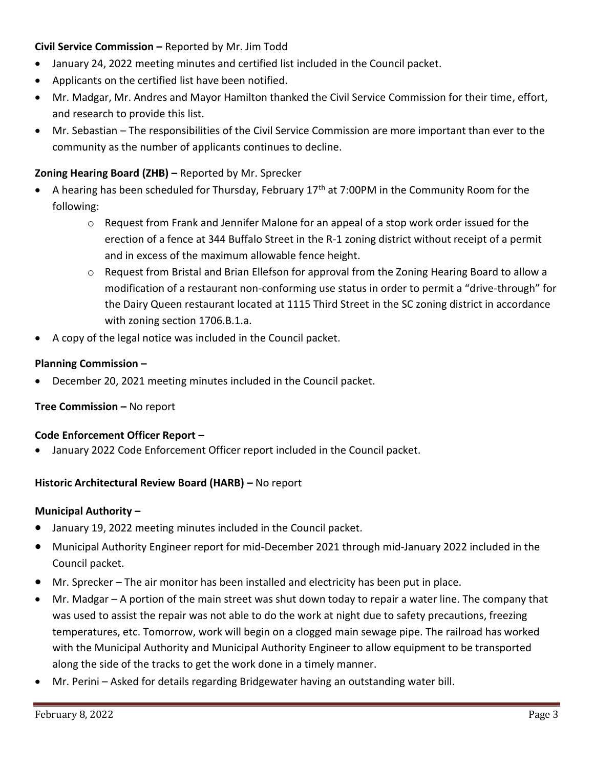**Civil Service Commission –** Reported by Mr. Jim Todd

- January 24, 2022 meeting minutes and certified list included in the Council packet.
- Applicants on the certified list have been notified.
- Mr. Madgar, Mr. Andres and Mayor Hamilton thanked the Civil Service Commission for their time, effort, and research to provide this list.
- Mr. Sebastian – The responsibilities of the Civil Service Commission are more important than ever to the community as the number of applicants continues to decline.

**Zoning Hearing Board (ZHB) –** Reported by Mr. Sprecker

- A hearing has been scheduled for Thursday, February 17th at 7:00PM in the Community Room for the following:
    - Request from Frank and Jennifer Malone for an appeal of a stop work order issued for the erection of a fence at 344 Buffalo Street in the R-1 zoning district without receipt of a permit and in excess of the maximum allowable fence height.
    - Request from Bristal and Brian Ellefson for approval from the Zoning Hearing Board to allow a modification of a restaurant non-conforming use status in order to permit a "drive-through" for the Dairy Queen restaurant located at 1115 Third Street in the SC zoning district in accordance with zoning section 1706.B.1.a.
- A copy of the legal notice was included in the Council packet.

**Planning Commission –**

- December 20, 2021 meeting minutes included in the Council packet.

**Tree Commission –** No report

**Code Enforcement Officer Report –**

- January 2022 Code Enforcement Officer report included in the Council packet.

**Historic Architectural Review Board (HARB) –** No report

**Municipal Authority –**

- January 19, 2022 meeting minutes included in the Council packet.
- Municipal Authority Engineer report for mid-December 2021 through mid-January 2022 included in the Council packet.
- Mr. Sprecker – The air monitor has been installed and electricity has been put in place.
- Mr. Madgar – A portion of the main street was shut down today to repair a water line. The company that was used to assist the repair was not able to do the work at night due to safety precautions, freezing temperatures, etc. Tomorrow, work will begin on a clogged main sewage pipe. The railroad has worked with the Municipal Authority and Municipal Authority Engineer to allow equipment to be transported along the side of the tracks to get the work done in a timely manner.
- Mr. Perini – Asked for details regarding Bridgewater having an outstanding water bill.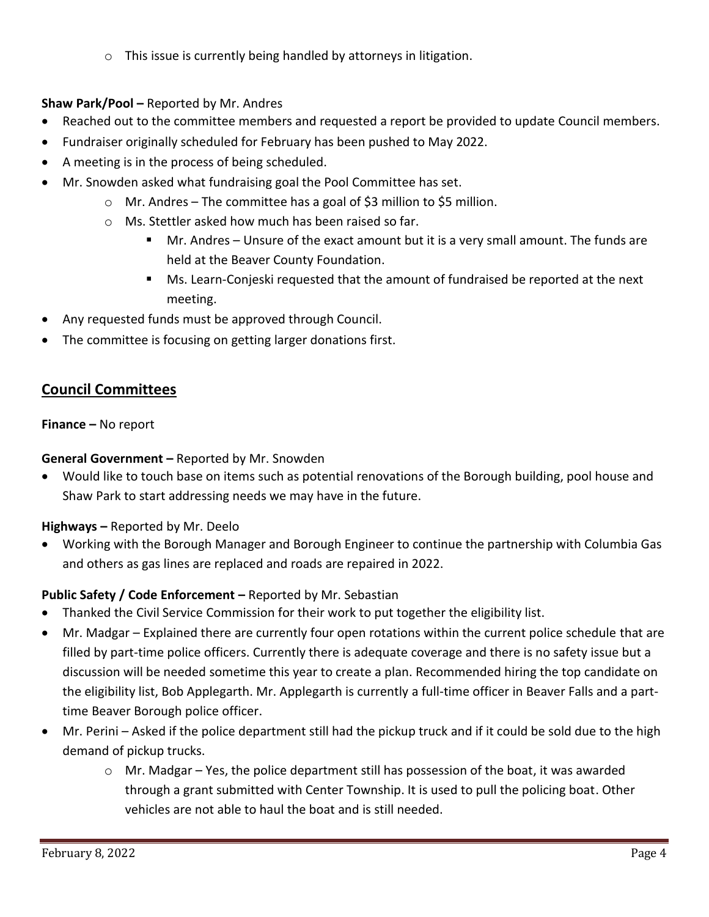- This issue is currently being handled by attorneys in litigation.

**Shaw Park/Pool –** Reported by Mr. Andres

- Reached out to the committee members and requested a report be provided to update Council members.
- Fundraiser originally scheduled for February has been pushed to May 2022.
- A meeting is in the process of being scheduled.
- Mr. Snowden asked what fundraising goal the Pool Committee has set.
  - Mr. Andres – The committee has a goal of $3 million to $5 million.
  - Ms. Stettler asked how much has been raised so far.
    - Mr. Andres – Unsure of the exact amount but it is a very small amount. The funds are held at the Beaver County Foundation.
    - Ms. Learn-Conjeski requested that the amount of fundraised be reported at the next meeting.
- Any requested funds must be approved through Council.
- The committee is focusing on getting larger donations first.

## Council Committees

**Finance –** No report

**General Government –** Reported by Mr. Snowden

- Would like to touch base on items such as potential renovations of the Borough building, pool house and Shaw Park to start addressing needs we may have in the future.

**Highways –** Reported by Mr. Deelo

- Working with the Borough Manager and Borough Engineer to continue the partnership with Columbia Gas and others as gas lines are replaced and roads are repaired in 2022.

**Public Safety / Code Enforcement –** Reported by Mr. Sebastian

- Thanked the Civil Service Commission for their work to put together the eligibility list.
- Mr. Madgar – Explained there are currently four open rotations within the current police schedule that are filled by part-time police officers. Currently there is adequate coverage and there is no safety issue but a discussion will be needed sometime this year to create a plan. Recommended hiring the top candidate on the eligibility list, Bob Applegarth. Mr. Applegarth is currently a full-time officer in Beaver Falls and a part-time Beaver Borough police officer.
- Mr. Perini – Asked if the police department still had the pickup truck and if it could be sold due to the high demand of pickup trucks.
  - Mr. Madgar – Yes, the police department still has possession of the boat, it was awarded through a grant submitted with Center Township. It is used to pull the policing boat. Other vehicles are not able to haul the boat and is still needed.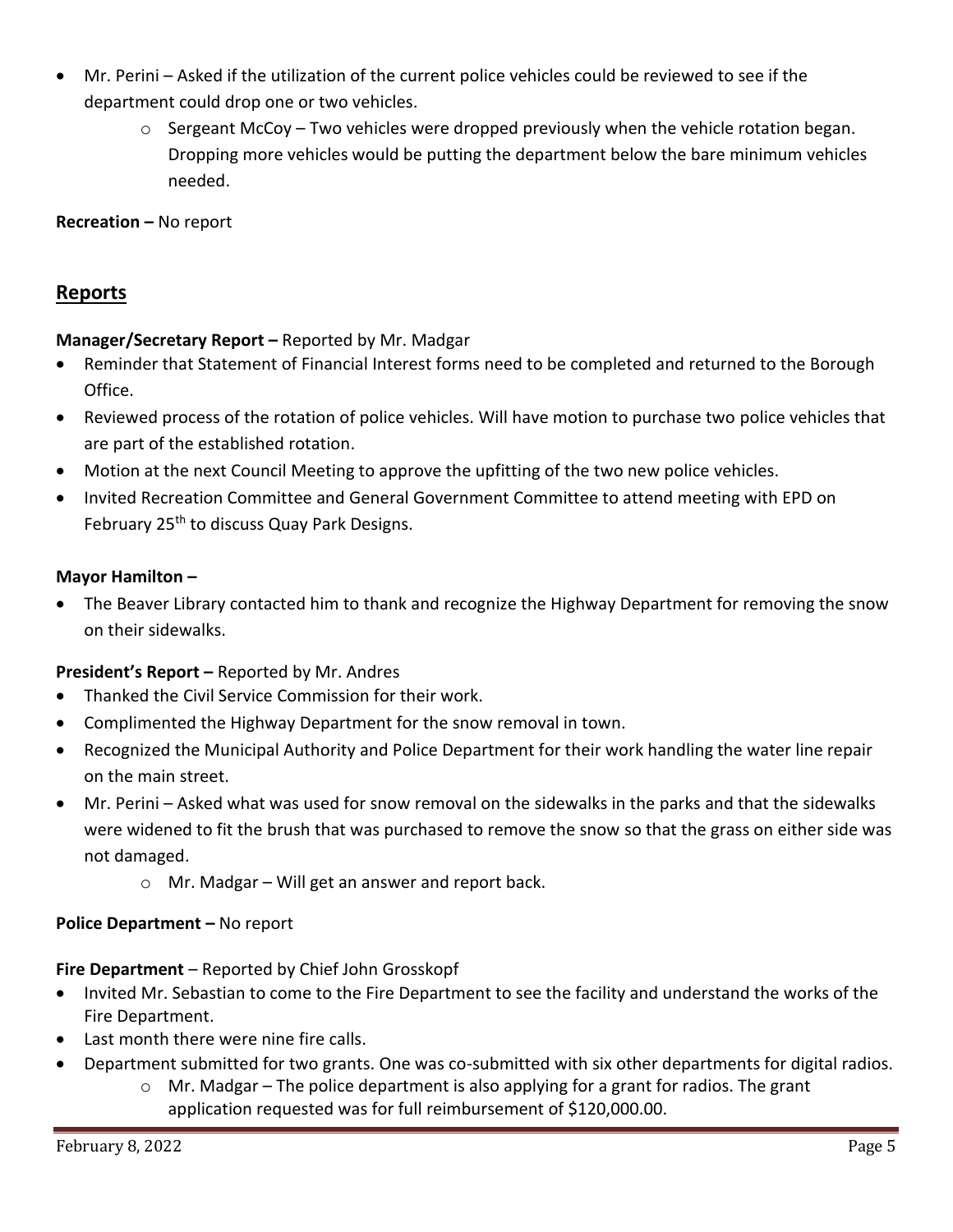- Mr. Perini – Asked if the utilization of the current police vehicles could be reviewed to see if the department could drop one or two vehicles.
    - Sergeant McCoy – Two vehicles were dropped previously when the vehicle rotation began. Dropping more vehicles would be putting the department below the bare minimum vehicles needed.

**Recreation –** No report

## Reports

**Manager/Secretary Report –** Reported by Mr. Madgar

- Reminder that Statement of Financial Interest forms need to be completed and returned to the Borough Office.
- Reviewed process of the rotation of police vehicles. Will have motion to purchase two police vehicles that are part of the established rotation.
- Motion at the next Council Meeting to approve the upfitting of the two new police vehicles.
- Invited Recreation Committee and General Government Committee to attend meeting with EPD on February 25th to discuss Quay Park Designs.

**Mayor Hamilton –**

- The Beaver Library contacted him to thank and recognize the Highway Department for removing the snow on their sidewalks.

**President's Report –** Reported by Mr. Andres

- Thanked the Civil Service Commission for their work.
- Complimented the Highway Department for the snow removal in town.
- Recognized the Municipal Authority and Police Department for their work handling the water line repair on the main street.
- Mr. Perini – Asked what was used for snow removal on the sidewalks in the parks and that the sidewalks were widened to fit the brush that was purchased to remove the snow so that the grass on either side was not damaged.
    - Mr. Madgar – Will get an answer and report back.

**Police Department –** No report

**Fire Department** – Reported by Chief John Grosskopf

- Invited Mr. Sebastian to come to the Fire Department to see the facility and understand the works of the Fire Department.
- Last month there were nine fire calls.
- Department submitted for two grants. One was co-submitted with six other departments for digital radios.
    - Mr. Madgar – The police department is also applying for a grant for radios. The grant application requested was for full reimbursement of $120,000.00.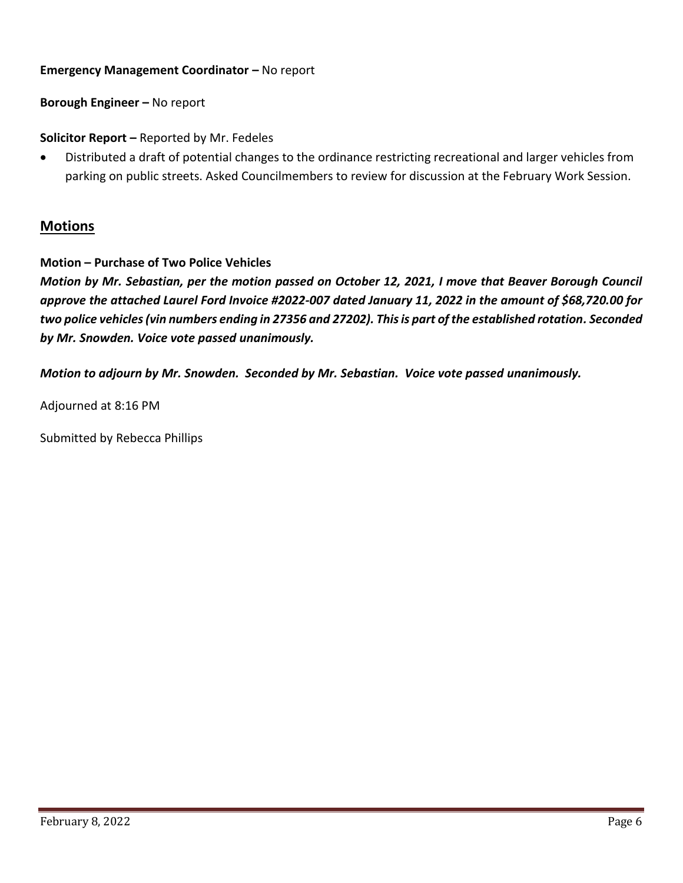**Emergency Management Coordinator –** No report

**Borough Engineer –** No report

**Solicitor Report –** Reported by Mr. Fedeles

- Distributed a draft of potential changes to the ordinance restricting recreational and larger vehicles from parking on public streets. Asked Councilmembers to review for discussion at the February Work Session.

## Motions

**Motion – Purchase of Two Police Vehicles**

***Motion by Mr. Sebastian, per the motion passed on October 12, 2021, I move that Beaver Borough Council approve the attached Laurel Ford Invoice #2022-007 dated January 11, 2022 in the amount of $68,720.00 for two police vehicles (vin numbers ending in 27356 and 27202). This is part of the established rotation. Seconded by Mr. Snowden. Voice vote passed unanimously.***

***Motion to adjourn by Mr. Snowden. Seconded by Mr. Sebastian. Voice vote passed unanimously.***

Adjourned at 8:16 PM

Submitted by Rebecca Phillips